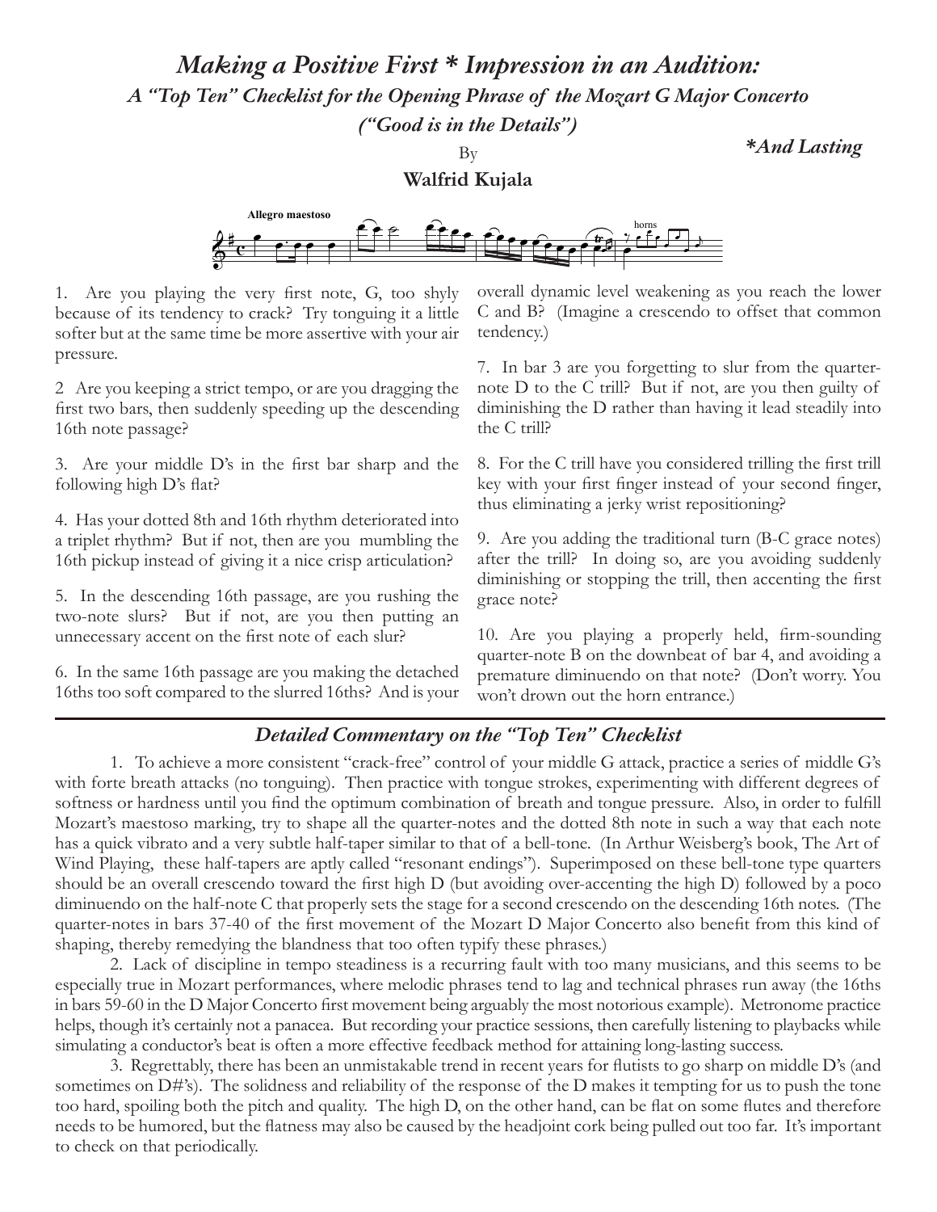# *Making a Positive First * Impression in an Audition:*

## *A "Top Ten" Checklist for the Opening Phrase of the Mozart G Major Concerto*

### *("Good is in the Details")*

***And Lasting**

By

**Walfrid Kujala**

1. Are you playing the very first note, G, too shyly because of its tendency to crack? Try tonguing it a little softer but at the same time be more assertive with your air pressure.

2 Are you keeping a strict tempo, or are you dragging the first two bars, then suddenly speeding up the descending 16th note passage?

3. Are your middle D's in the first bar sharp and the following high D's flat?

4. Has your dotted 8th and 16th rhythm deteriorated into a triplet rhythm? But if not, then are you mumbling the 16th pickup instead of giving it a nice crisp articulation?

5. In the descending 16th passage, are you rushing the two-note slurs? But if not, are you then putting an unnecessary accent on the first note of each slur?

6. In the same 16th passage are you making the detached 16ths too soft compared to the slurred 16ths? And is your overall dynamic level weakening as you reach the lower C and B? (Imagine a crescendo to offset that common tendency.)

7. In bar 3 are you forgetting to slur from the quarter-note D to the C trill? But if not, are you then guilty of diminishing the D rather than having it lead steadily into the C trill?

8. For the C trill have you considered trilling the first trill key with your first finger instead of your second finger, thus eliminating a jerky wrist repositioning?

9. Are you adding the traditional turn (B-C grace notes) after the trill? In doing so, are you avoiding suddenly diminishing or stopping the trill, then accenting the first grace note?

10. Are you playing a properly held, firm-sounding quarter-note B on the downbeat of bar 4, and avoiding a premature diminuendo on that note? (Don't worry. You won't drown out the horn entrance.)

---

## *Detailed Commentary on the "Top Ten" Checklist*

1. To achieve a more consistent "crack-free" control of your middle G attack, practice a series of middle G's with forte breath attacks (no tonguing). Then practice with tongue strokes, experimenting with different degrees of softness or hardness until you find the optimum combination of breath and tongue pressure. Also, in order to fulfill Mozart's maestoso marking, try to shape all the quarter-notes and the dotted 8th note in such a way that each note has a quick vibrato and a very subtle half-taper similar to that of a bell-tone. (In Arthur Weisberg's book, The Art of Wind Playing, these half-tapers are aptly called "resonant endings"). Superimposed on these bell-tone type quarters should be an overall crescendo toward the first high D (but avoiding over-accenting the high D) followed by a poco diminuendo on the half-note C that properly sets the stage for a second crescendo on the descending 16th notes. (The quarter-notes in bars 37-40 of the first movement of the Mozart D Major Concerto also benefit from this kind of shaping, thereby remedying the blandness that too often typify these phrases.)

2. Lack of discipline in tempo steadiness is a recurring fault with too many musicians, and this seems to be especially true in Mozart performances, where melodic phrases tend to lag and technical phrases run away (the 16ths in bars 59-60 in the D Major Concerto first movement being arguably the most notorious example). Metronome practice helps, though it's certainly not a panacea. But recording your practice sessions, then carefully listening to playbacks while simulating a conductor's beat is often a more effective feedback method for attaining long-lasting success.

3. Regrettably, there has been an unmistakable trend in recent years for flutists to go sharp on middle D's (and sometimes on D#'s). The solidness and reliability of the response of the D makes it tempting for us to push the tone too hard, spoiling both the pitch and quality. The high D, on the other hand, can be flat on some flutes and therefore needs to be humored, but the flatness may also be caused by the headjoint cork being pulled out too far. It's important to check on that periodically.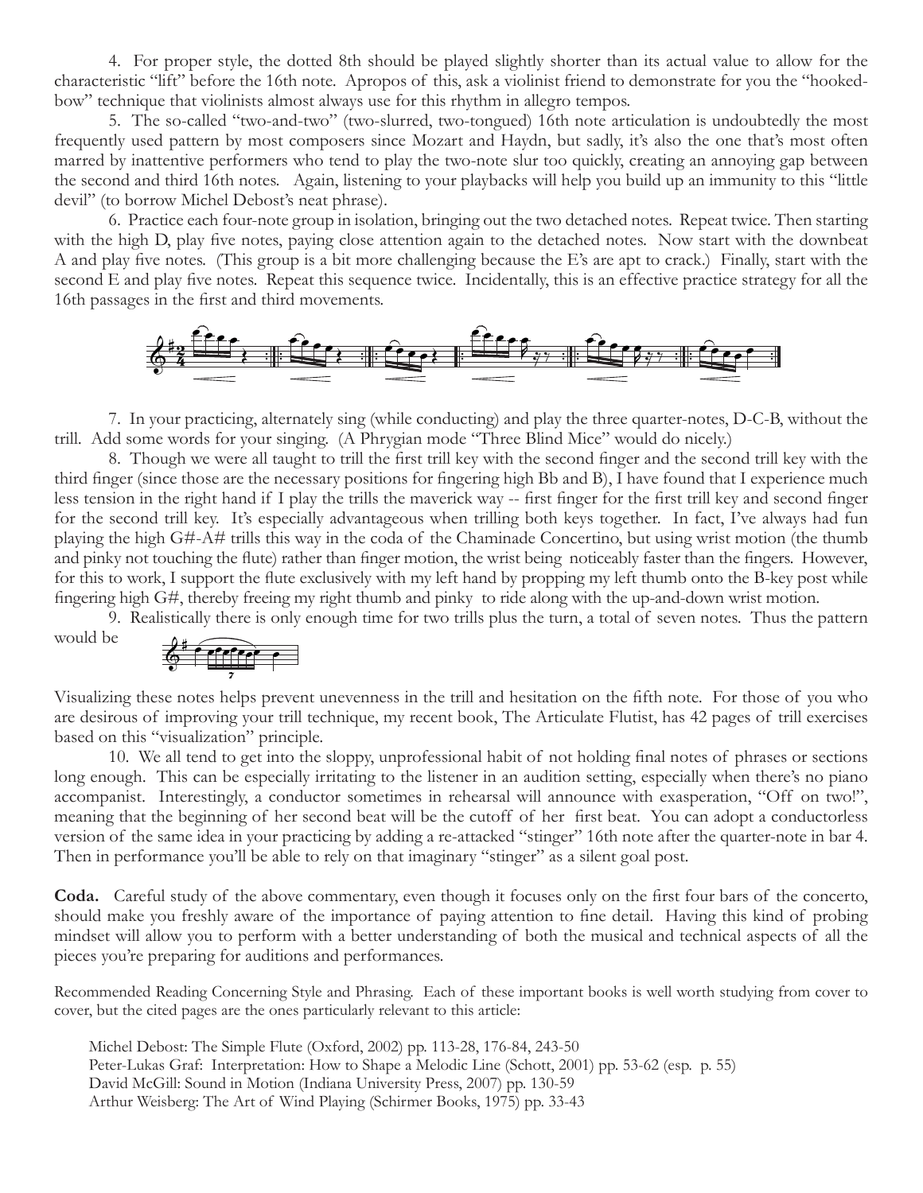4. For proper style, the dotted 8th should be played slightly shorter than its actual value to allow for the characteristic "lift" before the 16th note. Apropos of this, ask a violinist friend to demonstrate for you the "hooked-bow" technique that violinists almost always use for this rhythm in allegro tempos.

5. The so-called "two-and-two" (two-slurred, two-tongued) 16th note articulation is undoubtedly the most frequently used pattern by most composers since Mozart and Haydn, but sadly, it's also the one that's most often marred by inattentive performers who tend to play the two-note slur too quickly, creating an annoying gap between the second and third 16th notes. Again, listening to your playbacks will help you build up an immunity to this "little devil" (to borrow Michel Debost's neat phrase).

6. Practice each four-note group in isolation, bringing out the two detached notes. Repeat twice. Then starting with the high D, play five notes, paying close attention again to the detached notes. Now start with the downbeat A and play five notes. (This group is a bit more challenging because the E's are apt to crack.) Finally, start with the second E and play five notes. Repeat this sequence twice. Incidentally, this is an effective practice strategy for all the 16th passages in the first and third movements.

7. In your practicing, alternately sing (while conducting) and play the three quarter-notes, D-C-B, without the trill. Add some words for your singing. (A Phrygian mode "Three Blind Mice" would do nicely.)

8. Though we were all taught to trill the first trill key with the second finger and the second trill key with the third finger (since those are the necessary positions for fingering high Bb and B), I have found that I experience much less tension in the right hand if I play the trills the maverick way -- first finger for the first trill key and second finger for the second trill key. It's especially advantageous when trilling both keys together. In fact, I've always had fun playing the high G#-A# trills this way in the coda of the Chaminade Concertino, but using wrist motion (the thumb and pinky not touching the flute) rather than finger motion, the wrist being noticeably faster than the fingers. However, for this to work, I support the flute exclusively with my left hand by propping my left thumb onto the B-key post while fingering high G#, thereby freeing my right thumb and pinky to ride along with the up-and-down wrist motion.

9. Realistically there is only enough time for two trills plus the turn, a total of seven notes. Thus the pattern would be

Visualizing these notes helps prevent unevenness in the trill and hesitation on the fifth note. For those of you who are desirous of improving your trill technique, my recent book, The Articulate Flutist, has 42 pages of trill exercises based on this "visualization" principle.

10. We all tend to get into the sloppy, unprofessional habit of not holding final notes of phrases or sections long enough. This can be especially irritating to the listener in an audition setting, especially when there's no piano accompanist. Interestingly, a conductor sometimes in rehearsal will announce with exasperation, "Off on two!", meaning that the beginning of her second beat will be the cutoff of her first beat. You can adopt a conductorless version of the same idea in your practicing by adding a re-attacked "stinger" 16th note after the quarter-note in bar 4. Then in performance you'll be able to rely on that imaginary "stinger" as a silent goal post.

**Coda.** Careful study of the above commentary, even though it focuses only on the first four bars of the concerto, should make you freshly aware of the importance of paying attention to fine detail. Having this kind of probing mindset will allow you to perform with a better understanding of both the musical and technical aspects of all the pieces you're preparing for auditions and performances.

Recommended Reading Concerning Style and Phrasing. Each of these important books is well worth studying from cover to cover, but the cited pages are the ones particularly relevant to this article:

Michel Debost: The Simple Flute (Oxford, 2002) pp. 113-28, 176-84, 243-50
Peter-Lukas Graf: Interpretation: How to Shape a Melodic Line (Schott, 2001) pp. 53-62 (esp. p. 55)
David McGill: Sound in Motion (Indiana University Press, 2007) pp. 130-59
Arthur Weisberg: The Art of Wind Playing (Schirmer Books, 1975) pp. 33-43